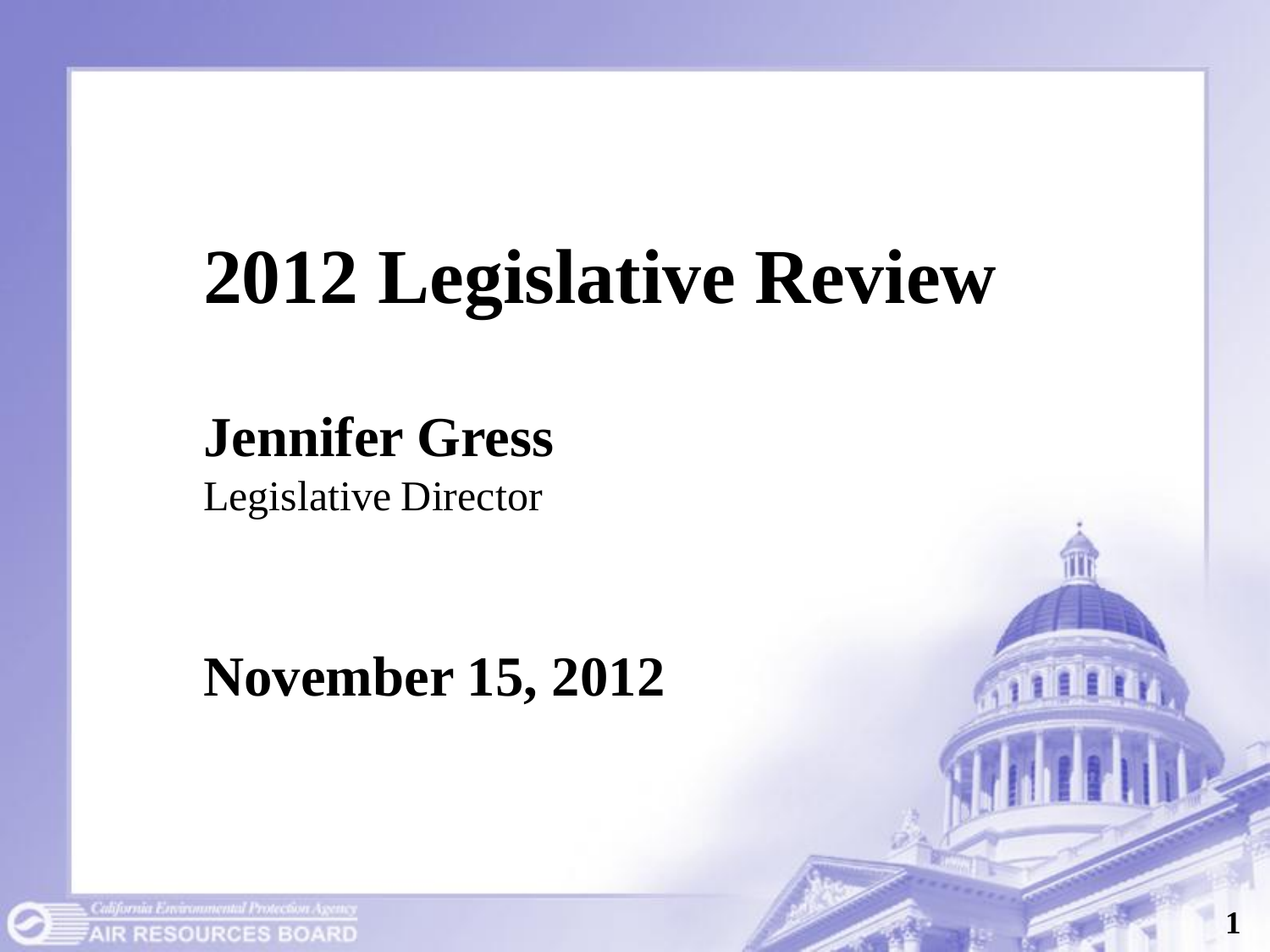# 2012 Legislative Review

**Jennifer Gress**
Legislative Director

**November 15, 2012**

California Environmental Protection Agency
AIR RESOURCES BOARD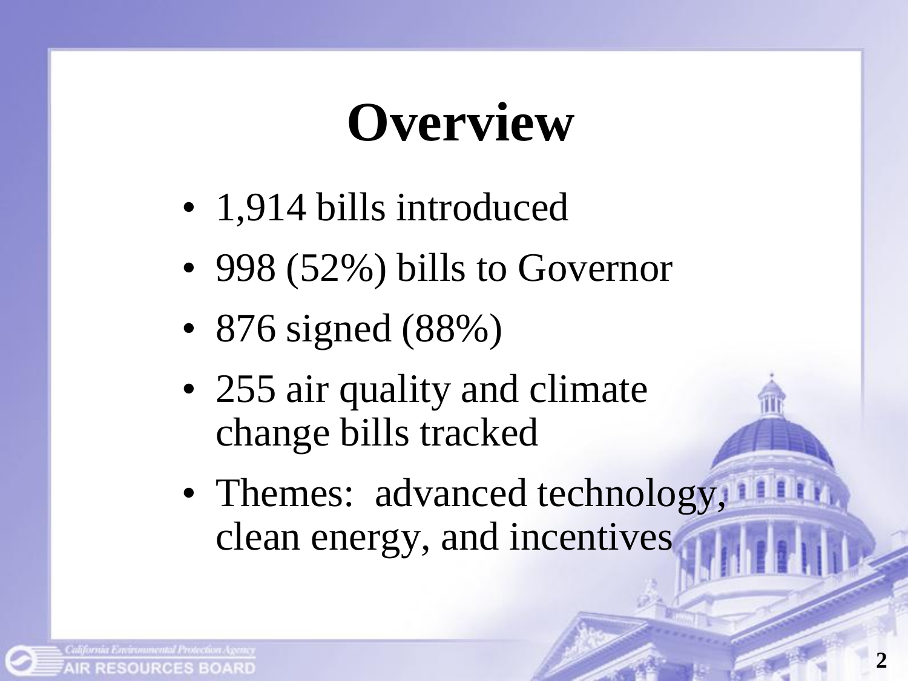# Overview

- 1,914 bills introduced
- 998 (52%) bills to Governor
- 876 signed (88%)
- 255 air quality and climate change bills tracked
- Themes: advanced technology, clean energy, and incentives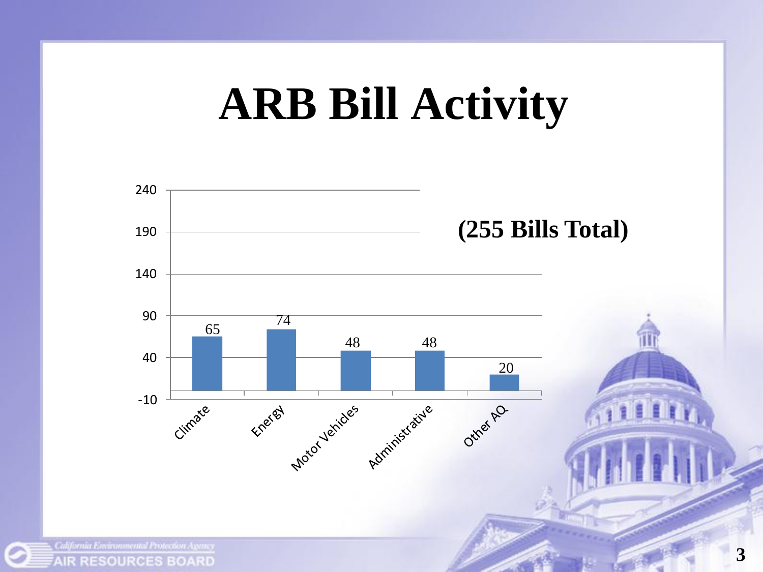# ARB Bill Activity

**(255 Bills Total)**

| Category | Bills |
| --- | --- |
| Climate | 65 |
| Energy | 74 |
| Motor Vehicles | 48 |
| Administrative | 48 |
| Other AQ | 20 |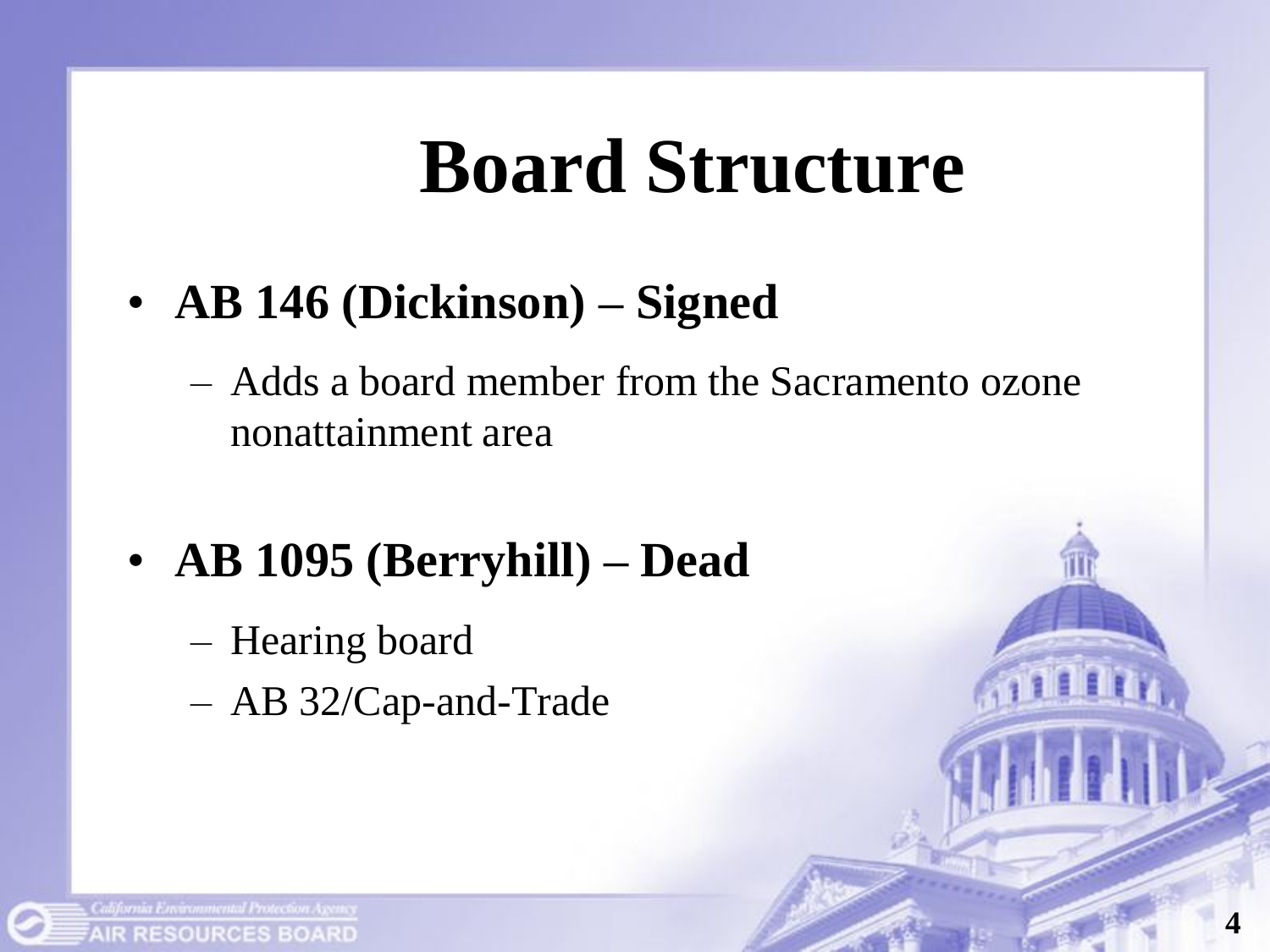# Board Structure

- **AB 146 (Dickinson) – Signed**
  - Adds a board member from the Sacramento ozone nonattainment area

- **AB 1095 (Berryhill) – Dead**
  - Hearing board
  - AB 32/Cap-and-Trade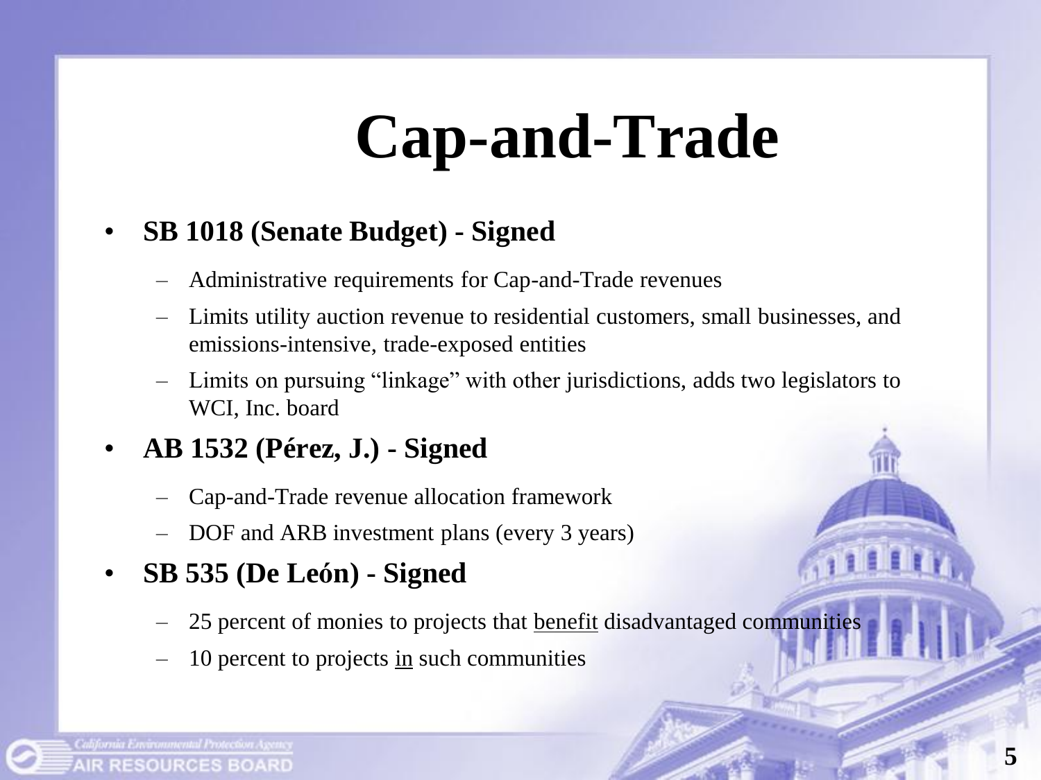# Cap-and-Trade

- **SB 1018 (Senate Budget) - Signed**
  - Administrative requirements for Cap-and-Trade revenues
  - Limits utility auction revenue to residential customers, small businesses, and emissions-intensive, trade-exposed entities
  - Limits on pursuing "linkage" with other jurisdictions, adds two legislators to WCI, Inc. board
- **AB 1532 (Pérez, J.) - Signed**
  - Cap-and-Trade revenue allocation framework
  - DOF and ARB investment plans (every 3 years)
- **SB 535 (De León) - Signed**
  - 25 percent of monies to projects that <u>benefit</u> disadvantaged communities
  - 10 percent to projects <u>in</u> such communities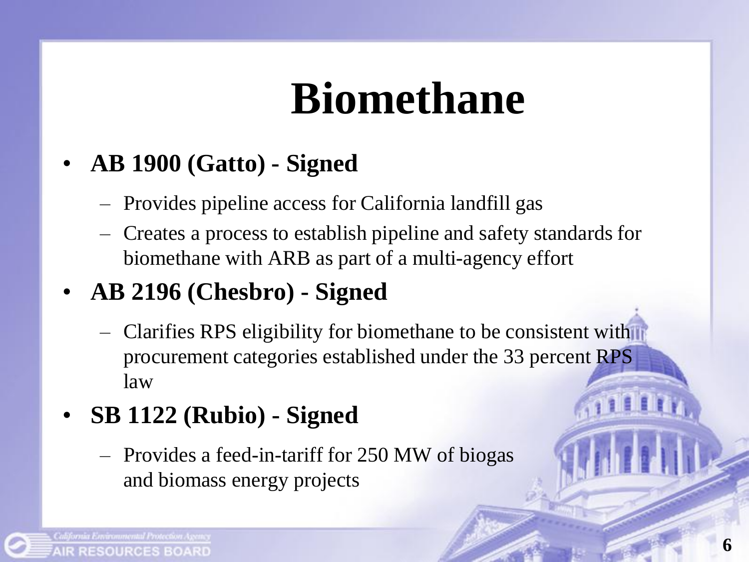# Biomethane

- **AB 1900 (Gatto) - Signed**
  - Provides pipeline access for California landfill gas
  - Creates a process to establish pipeline and safety standards for biomethane with ARB as part of a multi-agency effort
- **AB 2196 (Chesbro) - Signed**
  - Clarifies RPS eligibility for biomethane to be consistent with procurement categories established under the 33 percent RPS law
- **SB 1122 (Rubio) - Signed**
  - Provides a feed-in-tariff for 250 MW of biogas and biomass energy projects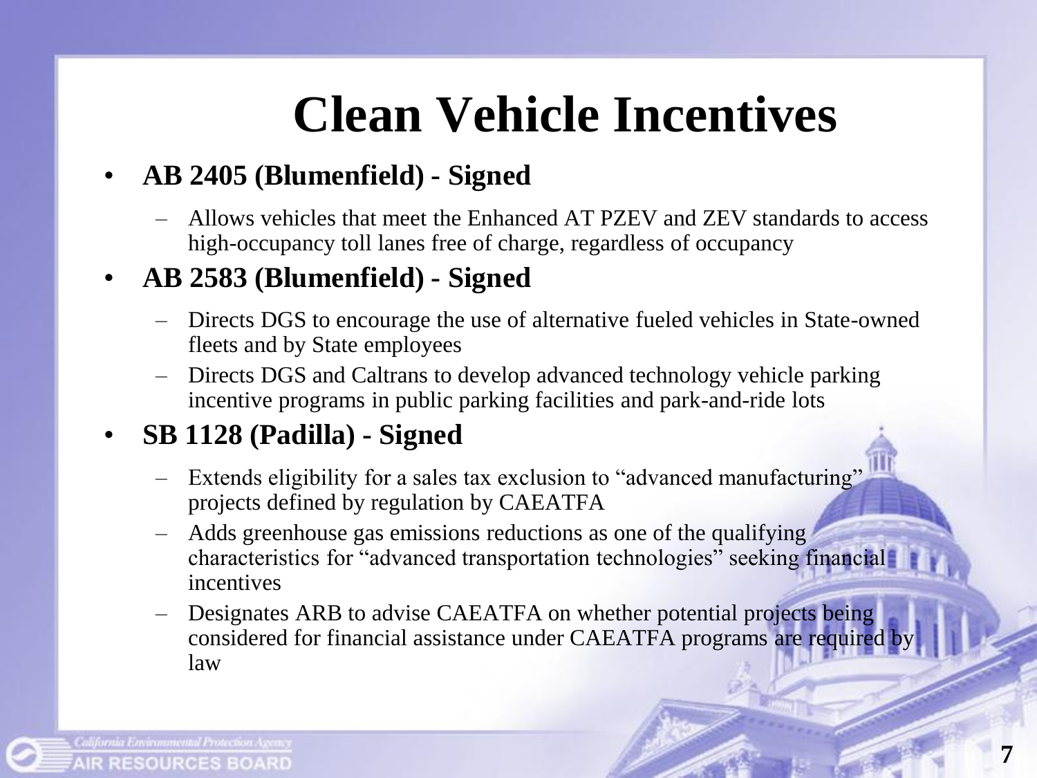# Clean Vehicle Incentives

- **AB 2405 (Blumenfield) - Signed**
  - Allows vehicles that meet the Enhanced AT PZEV and ZEV standards to access high-occupancy toll lanes free of charge, regardless of occupancy
- **AB 2583 (Blumenfield) - Signed**
  - Directs DGS to encourage the use of alternative fueled vehicles in State-owned fleets and by State employees
  - Directs DGS and Caltrans to develop advanced technology vehicle parking incentive programs in public parking facilities and park-and-ride lots
- **SB 1128 (Padilla) - Signed**
  - Extends eligibility for a sales tax exclusion to "advanced manufacturing" projects defined by regulation by CAEATFA
  - Adds greenhouse gas emissions reductions as one of the qualifying characteristics for "advanced transportation technologies" seeking financial incentives
  - Designates ARB to advise CAEATFA on whether potential projects being considered for financial assistance under CAEATFA programs are required by law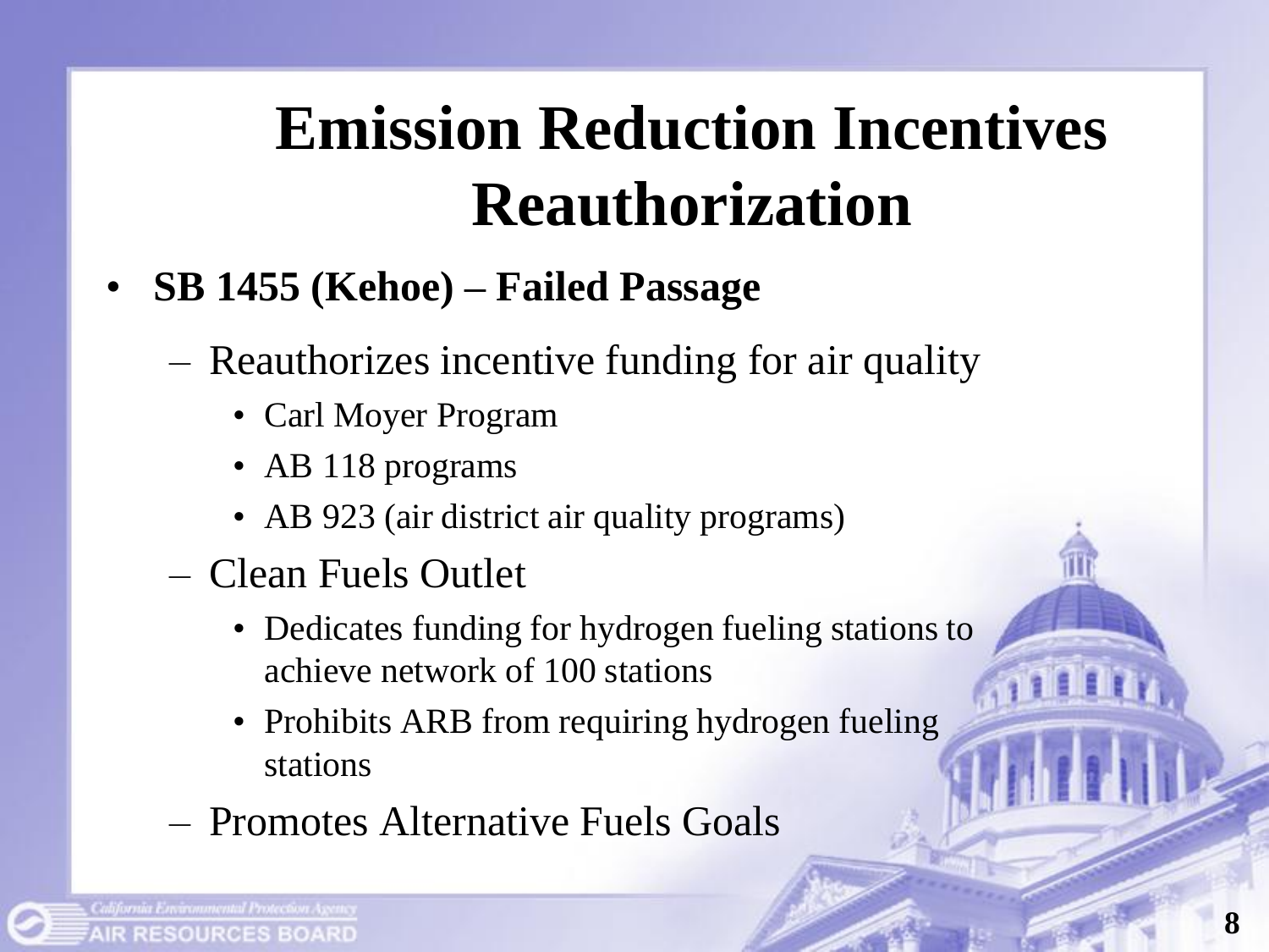# Emission Reduction Incentives Reauthorization

- **SB 1455 (Kehoe) – Failed Passage**
  - Reauthorizes incentive funding for air quality
    - Carl Moyer Program
    - AB 118 programs
    - AB 923 (air district air quality programs)
  - Clean Fuels Outlet
    - Dedicates funding for hydrogen fueling stations to achieve network of 100 stations
    - Prohibits ARB from requiring hydrogen fueling stations
  - Promotes Alternative Fuels Goals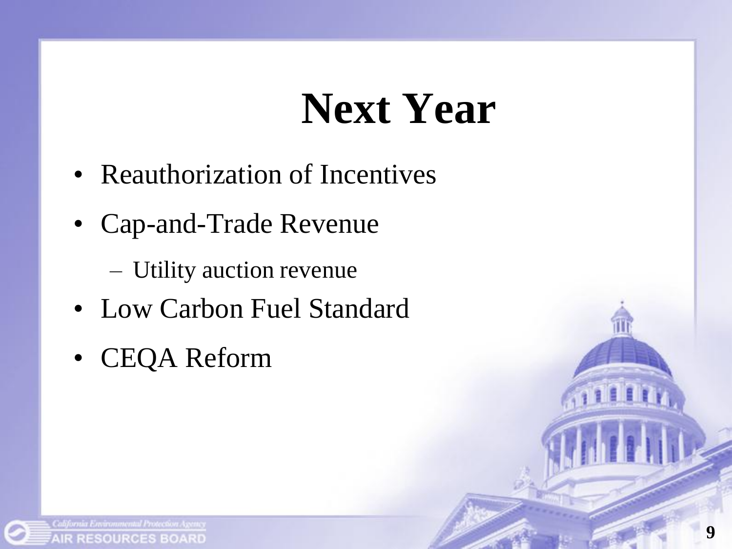# Next Year

- Reauthorization of Incentives
- Cap-and-Trade Revenue
  - Utility auction revenue
- Low Carbon Fuel Standard
- CEQA Reform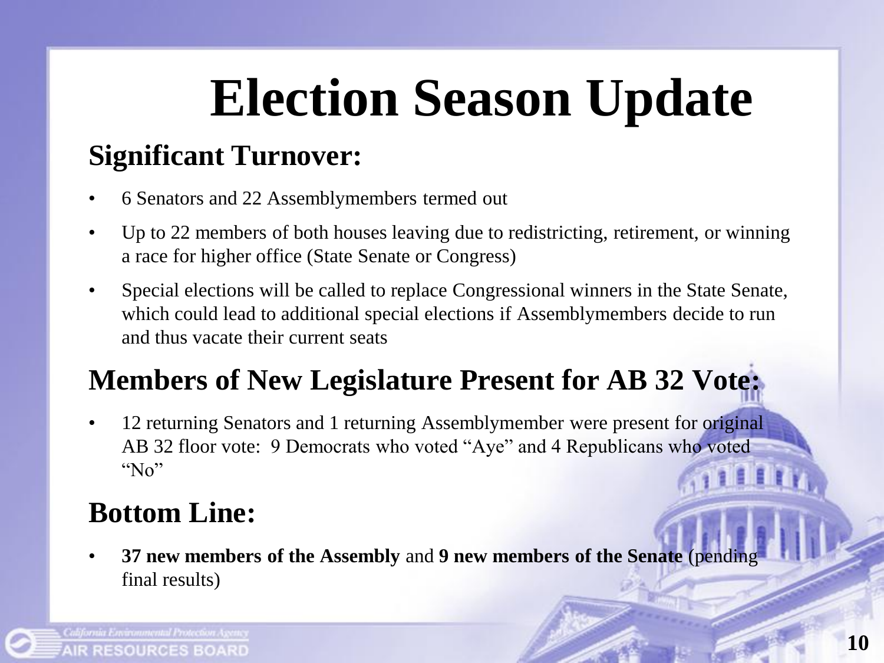# Election Season Update

## Significant Turnover:

- 6 Senators and 22 Assemblymembers termed out
- Up to 22 members of both houses leaving due to redistricting, retirement, or winning a race for higher office (State Senate or Congress)
- Special elections will be called to replace Congressional winners in the State Senate, which could lead to additional special elections if Assemblymembers decide to run and thus vacate their current seats

## Members of New Legislature Present for AB 32 Vote:

- 12 returning Senators and 1 returning Assemblymember were present for original AB 32 floor vote: 9 Democrats who voted "Aye" and 4 Republicans who voted "No"

## Bottom Line:

- **37 new members of the Assembly** and **9 new members of the Senate** (pending final results)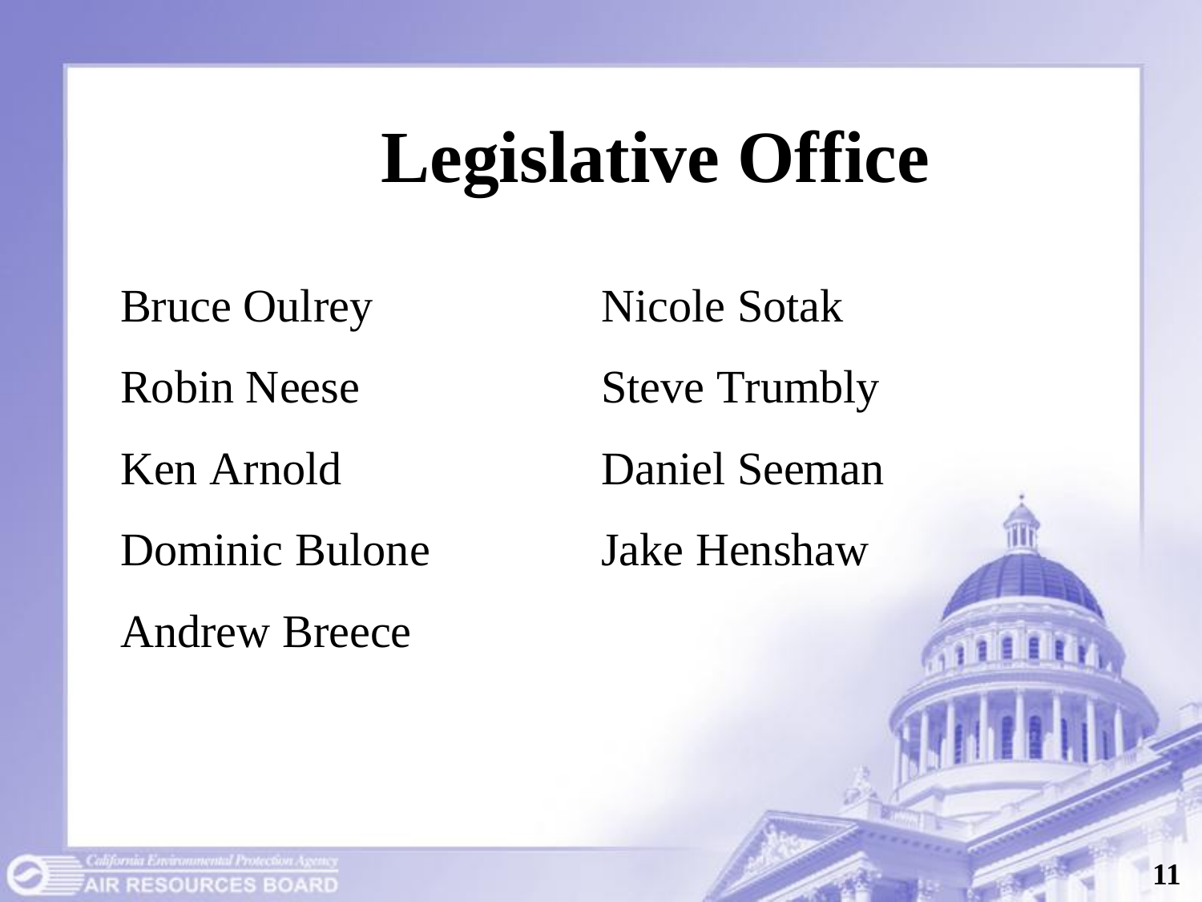# Legislative Office

- Bruce Oulrey
- Robin Neese
- Ken Arnold
- Dominic Bulone
- Andrew Breece
- Nicole Sotak
- Steve Trumbly
- Daniel Seeman
- Jake Henshaw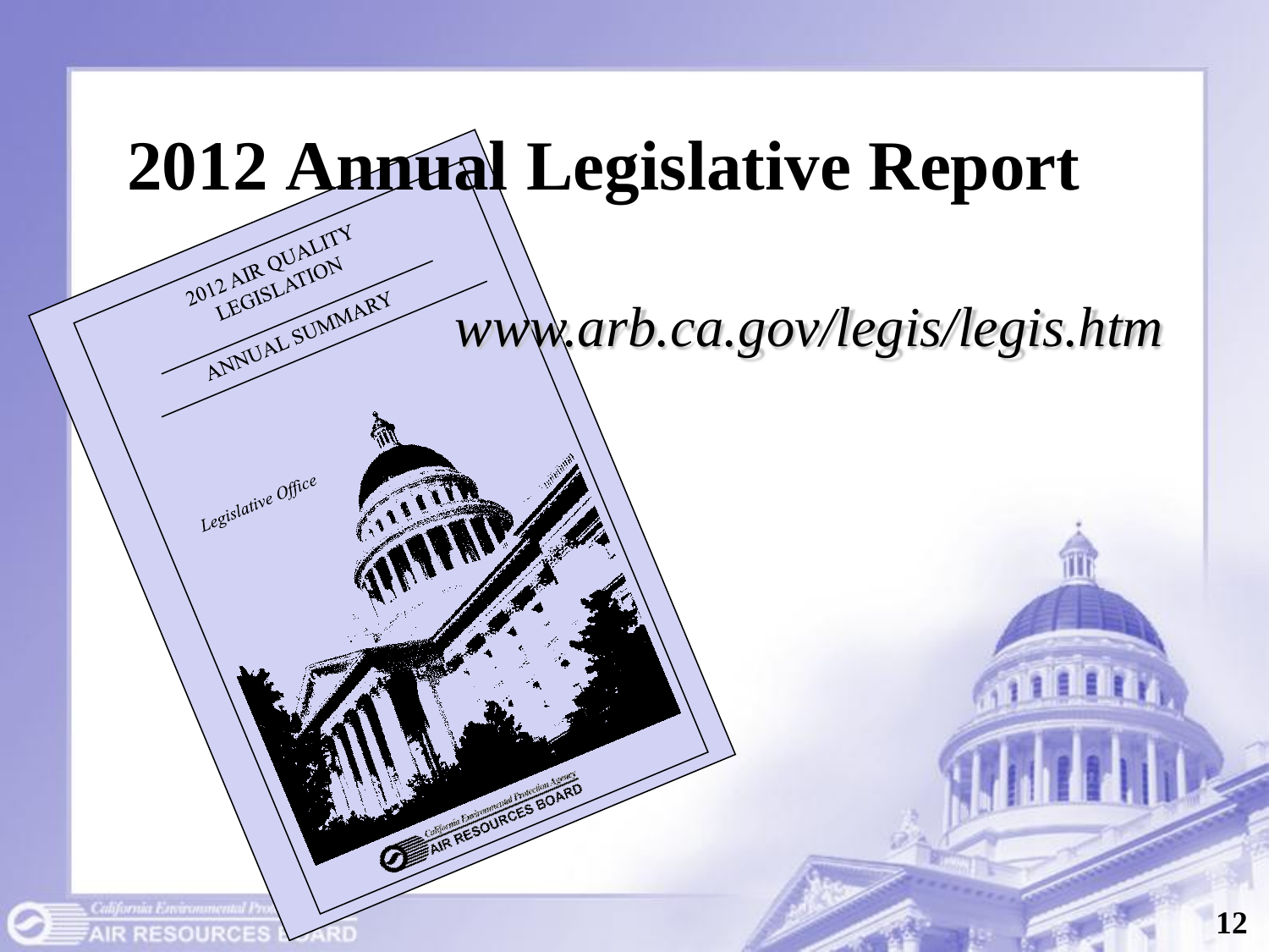# 2012 Annual Legislative Report

*www.arb.ca.gov/legis/legis.htm*